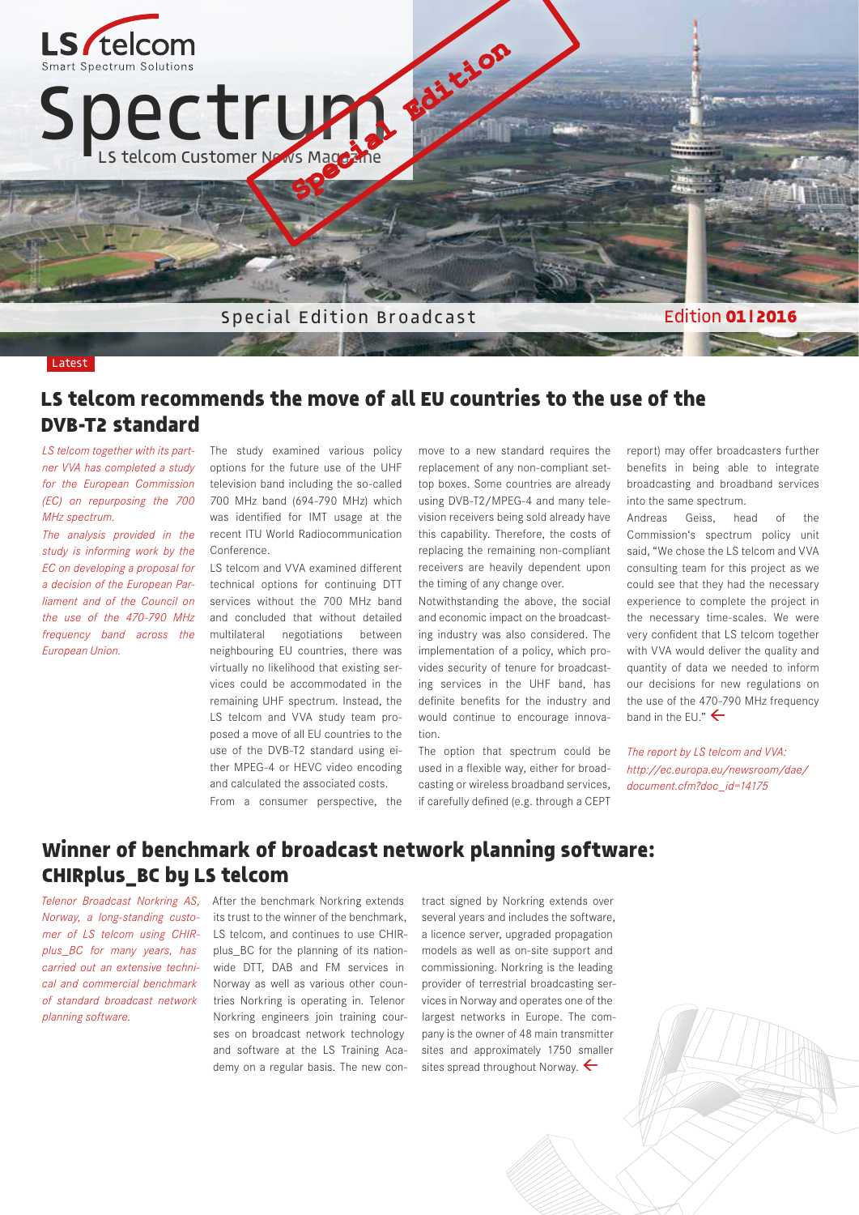LS telcom
Smart Spectrum Solutions

# Spectrum

LS telcom Customer News Magazine

Special Edition

Special Edition Broadcast

Edition **01 | 2016**

Latest

## LS telcom recommends the move of all EU countries to the use of the DVB-T2 standard

*LS telcom together with its partner VVA has completed a study for the European Commission (EC) on repurposing the 700 MHz spectrum.*

*The analysis provided in the study is informing work by the EC on developing a proposal for a decision of the European Parliament and of the Council on the use of the 470-790 MHz frequency band across the European Union.*

The study examined various policy options for the future use of the UHF television band including the so-called 700 MHz band (694-790 MHz) which was identified for IMT usage at the recent ITU World Radiocommunication Conference.

LS telcom and VVA examined different technical options for continuing DTT services without the 700 MHz band and concluded that without detailed multilateral negotiations between neighbouring EU countries, there was virtually no likelihood that existing services could be accommodated in the remaining UHF spectrum. Instead, the LS telcom and VVA study team proposed a move of all EU countries to the use of the DVB-T2 standard using either MPEG-4 or HEVC video encoding and calculated the associated costs.

From a consumer perspective, the move to a new standard requires the replacement of any non-compliant set-top boxes. Some countries are already using DVB-T2/MPEG-4 and many television receivers being sold already have this capability. Therefore, the costs of replacing the remaining non-compliant receivers are heavily dependent upon the timing of any change over.

Notwithstanding the above, the social and economic impact on the broadcasting industry was also considered. The implementation of a policy, which provides security of tenure for broadcasting services in the UHF band, has definite benefits for the industry and would continue to encourage innovation.

The option that spectrum could be used in a flexible way, either for broadcasting or wireless broadband services, if carefully defined (e.g. through a CEPT report) may offer broadcasters further benefits in being able to integrate broadcasting and broadband services into the same spectrum.

Andreas Geiss, head of the Commission's spectrum policy unit said, "We chose the LS telcom and VVA consulting team for this project as we could see that they had the necessary experience to complete the project in the necessary time-scales. We were very confident that LS telcom together with VVA would deliver the quality and quantity of data we needed to inform our decisions for new regulations on the use of the 470-790 MHz frequency band in the EU." ←

*The report by LS telcom and VVA: http://ec.europa.eu/newsroom/dae/document.cfm?doc_id=14175*

## Winner of benchmark of broadcast network planning software: CHIRplus_BC by LS telcom

*Telenor Broadcast Norkring AS, Norway, a long-standing customer of LS telcom using CHIRplus_BC for many years, has carried out an extensive technical and commercial benchmark of standard broadcast network planning software.*

After the benchmark Norkring extends its trust to the winner of the benchmark, LS telcom, and continues to use CHIRplus_BC for the planning of its nationwide DTT, DAB and FM services in Norway as well as various other countries Norkring is operating in. Telenor Norkring engineers join training courses on broadcast network technology and software at the LS Training Academy on a regular basis. The new contract signed by Norkring extends over several years and includes the software, a licence server, upgraded propagation models as well as on-site support and commissioning. Norkring is the leading provider of terrestrial broadcasting services in Norway and operates one of the largest networks in Europe. The company is the owner of 48 main transmitter sites and approximately 1750 smaller sites spread throughout Norway. ←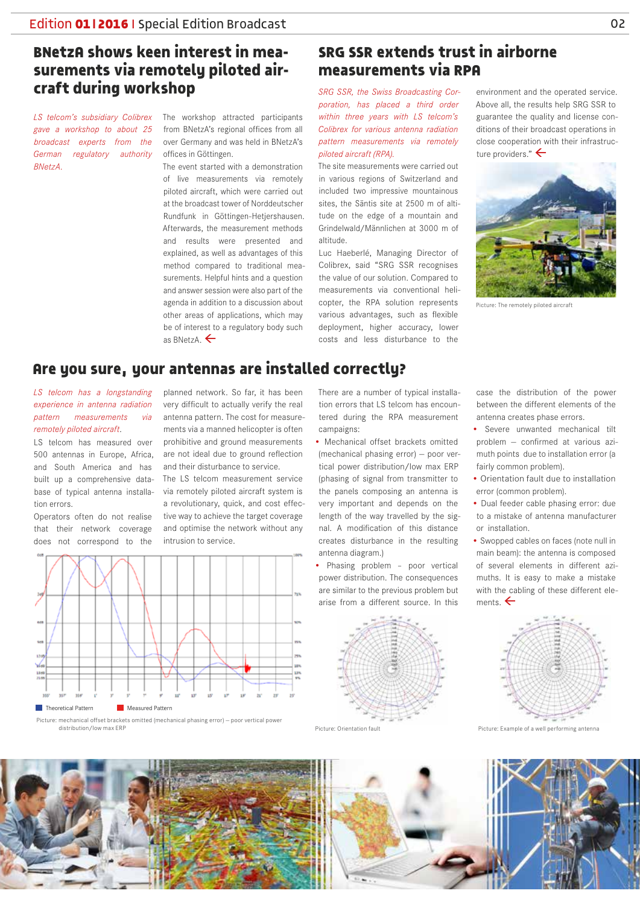## BNetzA shows keen interest in measurements via remotely piloted aircraft during workshop

*LS telcom's subsidiary Colibrex gave a workshop to about 25 broadcast experts from the German regulatory authority BNetzA.*

The workshop attracted participants from BNetzA's regional offices from all over Germany and was held in BNetzA's offices in Göttingen.

The event started with a demonstration of live measurements via remotely piloted aircraft, which were carried out at the broadcast tower of Norddeutscher Rundfunk in Göttingen-Hetjershausen. Afterwards, the measurement methods and results were presented and explained, as well as advantages of this method compared to traditional measurements. Helpful hints and a question and answer session were also part of the agenda in addition to a discussion about other areas of applications, which may be of interest to a regulatory body such as BNetzA. ←

## SRG SSR extends trust in airborne measurements via RPA

*SRG SSR, the Swiss Broadcasting Corporation, has placed a third order within three years with LS telcom's Colibrex for various antenna radiation pattern measurements via remotely piloted aircraft (RPA).*

The site measurements were carried out in various regions of Switzerland and included two impressive mountainous sites, the Säntis site at 2500 m of altitude on the edge of a mountain and Grindelwald/Männlichen at 3000 m of altitude.

Luc Haeberlé, Managing Director of Colibrex, said "SRG SSR recognises the value of our solution. Compared to measurements via conventional helicopter, the RPA solution represents various advantages, such as flexible deployment, higher accuracy, lower costs and less disturbance to the environment and the operated service. Above all, the results help SRG SSR to guarantee the quality and license conditions of their broadcast operations in close cooperation with their infrastructure providers." ←

Picture: The remotely piloted aircraft

## Are you sure, your antennas are installed correctly?

*LS telcom has a longstanding experience in antenna radiation pattern measurements via remotely piloted aircraft.*

LS telcom has measured over 500 antennas in Europe, Africa, and South America and has built up a comprehensive database of typical antenna installation errors.

Operators often do not realise that their network coverage does not correspond to the planned network. So far, it has been very difficult to actually verify the real antenna pattern. The cost for measurements via a manned helicopter is often prohibitive and ground measurements are not ideal due to ground reflection and their disturbance to service.

The LS telcom measurement service via remotely piloted aircraft system is a revolutionary, quick, and cost effective way to achieve the target coverage and optimise the network without any intrusion to service.

Theoretical Pattern Measured Pattern

Picture: mechanical offset brackets omitted (mechanical phasing error) – poor vertical power distribution/low max ERP

There are a number of typical installation errors that LS telcom has encountered during the RPA measurement campaigns:

- Mechanical offset brackets omitted (mechanical phasing error) – poor vertical power distribution/low max ERP (phasing of signal from transmitter to the panels composing an antenna is very important and depends on the length of the way travelled by the signal. A modification of this distance creates disturbance in the resulting antenna diagram.)
- Phasing problem – poor vertical power distribution. The consequences are similar to the previous problem but arise from a different source. In this case the distribution of the power between the different elements of the antenna creates phase errors.
- Severe unwanted mechanical tilt problem – confirmed at various azimuth points due to installation error (a fairly common problem).
- Orientation fault due to installation error (common problem).
- Dual feeder cable phasing error: due to a mistake of antenna manufacturer or installation.
- Swopped cables on faces (note null in main beam): the antenna is composed of several elements in different azimuths. It is easy to make a mistake with the cabling of these different elements. ←

Picture: Orientation fault

Picture: Example of a well performing antenna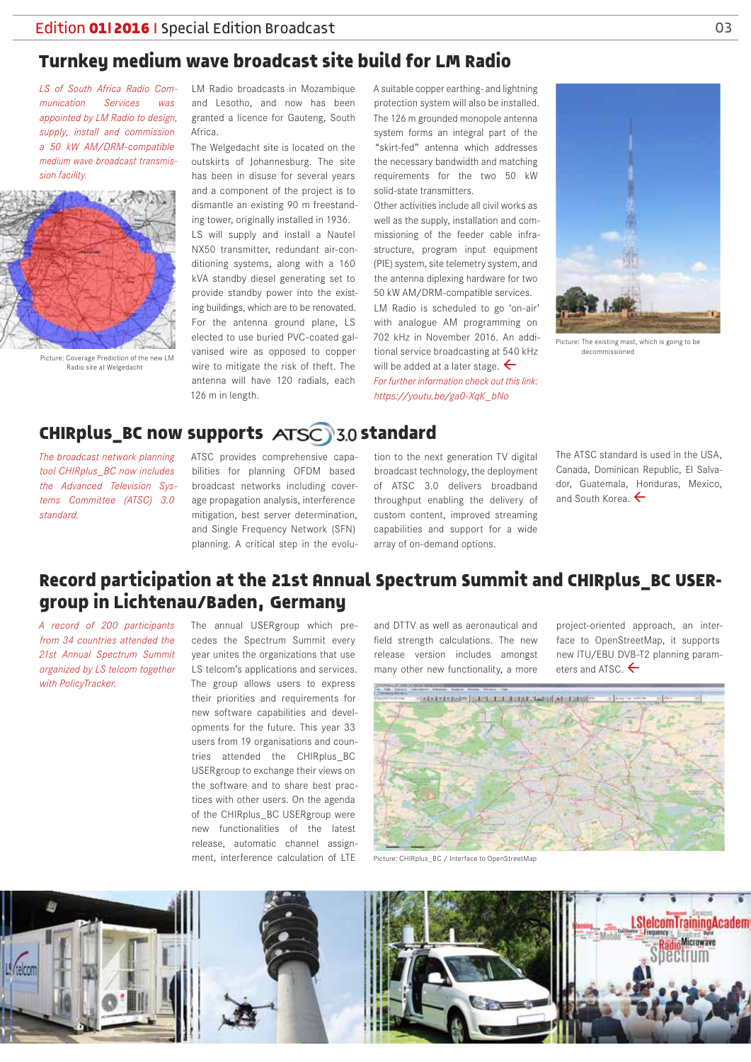## Turnkey medium wave broadcast site build for LM Radio

*LS of South Africa Radio Communication Services was appointed by LM Radio to design, supply, install and commission a 50 kW AM/DRM-compatible medium wave broadcast transmission facility.*

Picture: Coverage Prediction of the new LM Radio site at Welgedacht

LM Radio broadcasts in Mozambique and Lesotho, and now has been granted a licence for Gauteng, South Africa.

The Welgedacht site is located on the outskirts of Johannesburg. The site has been in disuse for several years and a component of the project is to dismantle an existing 90 m freestanding tower, originally installed in 1936.

LS will supply and install a Nautel NX50 transmitter, redundant air-conditioning systems, along with a 160 kVA standby diesel generating set to provide standby power into the existing buildings, which are to be renovated. For the antenna ground plane, LS elected to use buried PVC-coated galvanised wire as opposed to copper wire to mitigate the risk of theft. The antenna will have 120 radials, each 126 m in length.

A suitable copper earthing- and lightning protection system will also be installed. The 126 m grounded monopole antenna system forms an integral part of the "skirt-fed" antenna which addresses the necessary bandwidth and matching requirements for the two 50 kW solid-state transmitters.

Other activities include all civil works as well as the supply, installation and commissioning of the feeder cable infrastructure, program input equipment (PIE) system, site telemetry system, and the antenna diplexing hardware for two 50 kW AM/DRM-compatible services.

LM Radio is scheduled to go 'on-air' with analogue AM programming on 702 kHz in November 2016. An additional service broadcasting at 540 kHz will be added at a later stage.

*For further information check out this link: https://youtu.be/ga0-XqK_bNo*

Picture: The existing mast, which is going to be decommissioned

## CHIRplus_BC now supports ATSC 3.0 standard

*The broadcast network planning tool CHIRplus_BC now includes the Advanced Television Systems Committee (ATSC) 3.0 standard.*

ATSC provides comprehensive capabilities for planning OFDM based broadcast networks including coverage propagation analysis, interference mitigation, best server determination, and Single Frequency Network (SFN) planning. A critical step in the evolution to the next generation TV digital broadcast technology, the deployment of ATSC 3.0 delivers broadband throughput enabling the delivery of custom content, improved streaming capabilities and support for a wide array of on-demand options.

The ATSC standard is used in the USA, Canada, Dominican Republic, El Salvador, Guatemala, Honduras, Mexico, and South Korea.

## Record participation at the 21st Annual Spectrum Summit and CHIRplus_BC USERgroup in Lichtenau/Baden, Germany

*A record of 200 participants from 34 countries attended the 21st Annual Spectrum Summit organized by LS telcom together with PolicyTracker.*

The annual USERgroup which precedes the Spectrum Summit every year unites the organizations that use LS telcom's applications and services. The group allows users to express their priorities and requirements for new software capabilities and developments for the future. This year 33 users from 19 organisations and countries attended the CHIRplus_BC USERgroup to exchange their views on the software and to share best practices with other users. On the agenda of the CHIRplus_BC USERgroup were new functionalities of the latest release, automatic channel assignment, interference calculation of LTE and DTTV as well as aeronautical and field strength calculations. The new release version includes amongst many other new functionality, a more project-oriented approach, an interface to OpenStreetMap, it supports new ITU/EBU DVB-T2 planning parameters and ATSC.

Picture: CHIRplus_BC / Interface to OpenStreetMap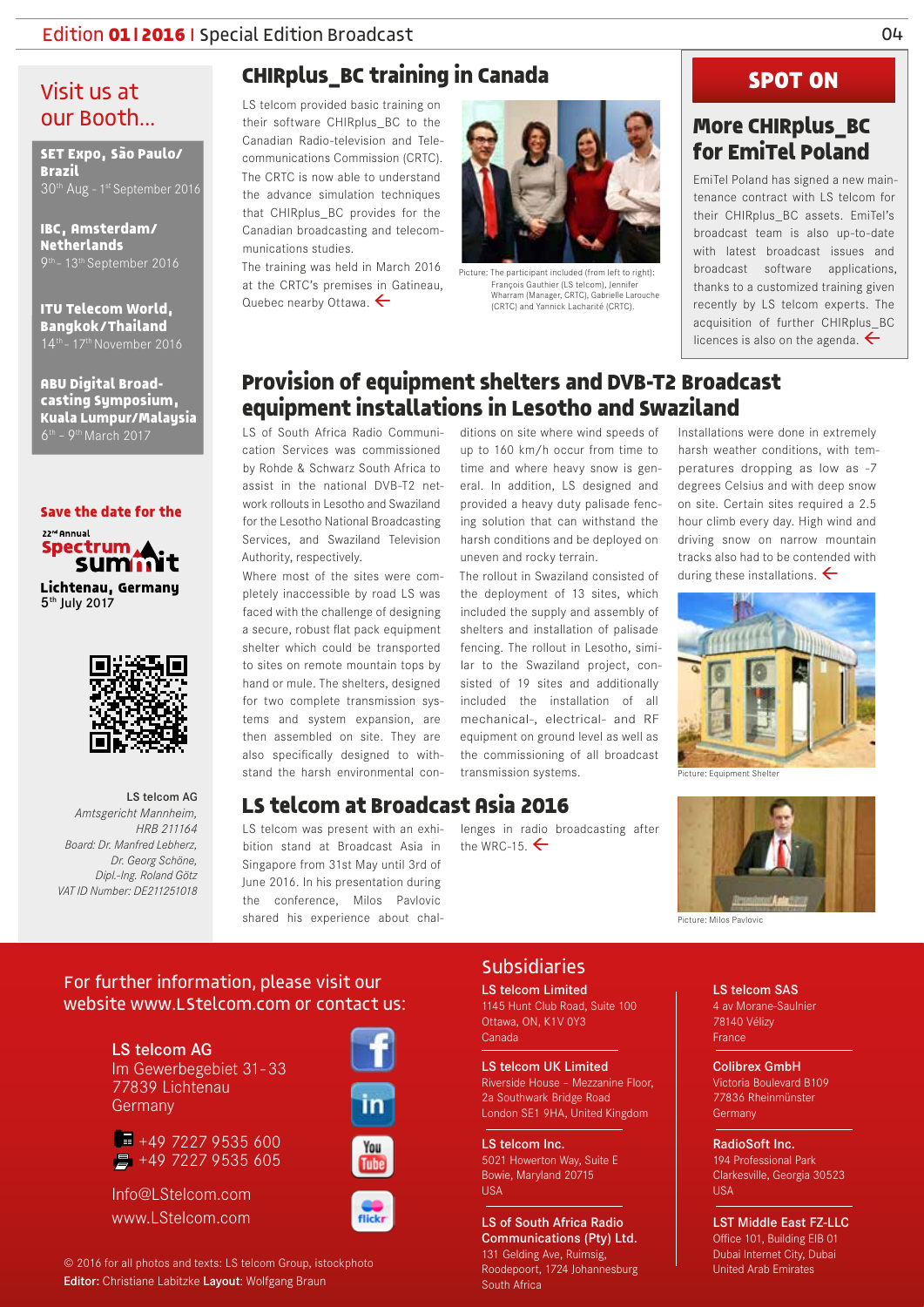## Visit us at our Booth...

**SET Expo, São Paulo/ Brazil**
30th Aug - 1st September 2016

**IBC, Amsterdam/ Netherlands**
9th - 13th September 2016

**ITU Telecom World, Bangkok/Thailand**
14th - 17th November 2016

**ABU Digital Broadcasting Symposium, Kuala Lumpur/Malaysia**
6th – 9th March 2017

**Save the date for the**
22nd Annual Spectrum Summit
**Lichtenau, Germany**
**5th July 2017**

LS telcom AG
*Amtsgericht Mannheim, HRB 211164*
*Board: Dr. Manfred Lebherz, Dr. Georg Schöne, Dipl.-Ing. Roland Götz*
*VAT ID Number: DE211251018*

## CHIRplus_BC training in Canada

LS telcom provided basic training on their software CHIRplus_BC to the Canadian Radio-television and Telecommunications Commission (CRTC). The CRTC is now able to understand the advance simulation techniques that CHIRplus_BC provides for the Canadian broadcasting and telecommunications studies.

The training was held in March 2016 at the CRTC's premises in Gatineau, Quebec nearby Ottawa.

Picture: The participant included (from left to right): François Gauthier (LS telcom), Jennifer Wharram (Manager, CRTC), Gabrielle Larouche (CRTC) and Yannick Lacharité (CRTC).

## SPOT ON

### More CHIRplus_BC for EmiTel Poland

EmiTel Poland has signed a new maintenance contract with LS telcom for their CHIRplus_BC assets. EmiTel's broadcast team is also up-to-date with latest broadcast issues and broadcast software applications, thanks to a customized training given recently by LS telcom experts. The acquisition of further CHIRplus_BC licences is also on the agenda.

## Provision of equipment shelters and DVB-T2 Broadcast equipment installations in Lesotho and Swaziland

LS of South Africa Radio Communication Services was commissioned by Rohde & Schwarz South Africa to assist in the national DVB-T2 network rollouts in Lesotho and Swaziland for the Lesotho National Broadcasting Services, and Swaziland Television Authority, respectively.

Where most of the sites were completely inaccessible by road LS was faced with the challenge of designing a secure, robust flat pack equipment shelter which could be transported to sites on remote mountain tops by hand or mule. The shelters, designed for two complete transmission systems and system expansion, are then assembled on site. They are also specifically designed to withstand the harsh environmental conditions on site where wind speeds of up to 160 km/h occur from time to time and where heavy snow is general. In addition, LS designed and provided a heavy duty palisade fencing solution that can withstand the harsh conditions and be deployed on uneven and rocky terrain.

The rollout in Swaziland consisted of the deployment of 13 sites, which included the supply and assembly of shelters and installation of palisade fencing. The rollout in Lesotho, similar to the Swaziland project, consisted of 19 sites and additionally included the installation of all mechanical-, electrical- and RF equipment on ground level as well as the commissioning of all broadcast transmission systems.

Installations were done in extremely harsh weather conditions, with temperatures dropping as low as -7 degrees Celsius and with deep snow on site. Certain sites required a 2.5 hour climb every day. High wind and driving snow on narrow mountain tracks also had to be contended with during these installations.

Picture: Equipment Shelter

## LS telcom at Broadcast Asia 2016

LS telcom was present with an exhibition stand at Broadcast Asia in Singapore from 31st May until 3rd of June 2016. In his presentation during the conference, Milos Pavlovic shared his experience about challenges in radio broadcasting after the WRC-15.

Picture: Milos Pavlovic

For further information, please visit our website www.LStelcom.com or contact us:

**LS telcom AG**
Im Gewerbegebiet 31-33
77839 Lichtenau
Germany

+49 7227 9535 600
+49 7227 9535 605

Info@LStelcom.com
www.LStelcom.com

© 2016 for all photos and texts: LS telcom Group, istockphoto
**Editor:** Christiane Labitzke **Layout**: Wolfgang Braun

### Subsidiaries

**LS telcom Limited**
1145 Hunt Club Road, Suite 100
Ottawa, ON, K1V 0Y3
Canada

**LS telcom UK Limited**
Riverside House – Mezzanine Floor,
2a Southwark Bridge Road
London SE1 9HA, United Kingdom

**LS telcom Inc.**
5021 Howerton Way, Suite E
Bowie, Maryland 20715
USA

**LS of South Africa Radio Communications (Pty) Ltd.**
131 Gelding Ave, Ruimsig,
Roodepoort, 1724 Johannesburg
South Africa

**LS telcom SAS**
4 av Morane-Saulnier
78140 Vélizy
France

**Colibrex GmbH**
Victoria Boulevard B109
77836 Rheinmünster
Germany

**RadioSoft Inc.**
194 Professional Park
Clarkesville, Georgia 30523
USA

**LST Middle East FZ-LLC**
Office 101, Building EIB 01
Dubai Internet City, Dubai
United Arab Emirates